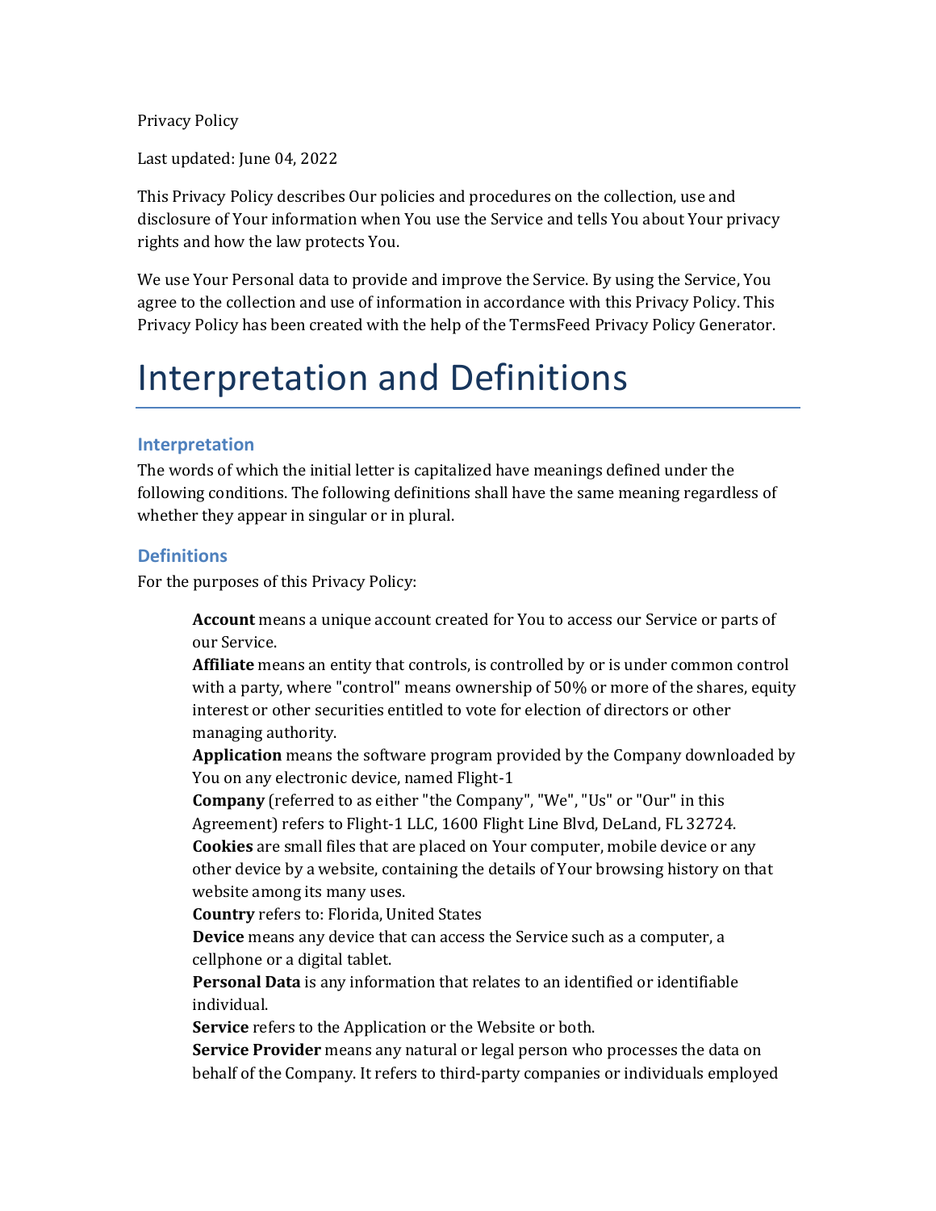Privacy Policy

Last updated: June 04, 2022

This Privacy Policy describes Our policies and procedures on the collection, use and disclosure of Your information when You use the Service and tells You about Your privacy rights and how the law protects You.

We use Your Personal data to provide and improve the Service. By using the Service, You agree to the collection and use of information in accordance with this Privacy Policy. This Privacy Policy has been created with the help of the TermsFeed Privacy Policy Generator.

# Interpretation and Definitions

## Interpretation

The words of which the initial letter is capitalized have meanings defined under the following conditions. The following definitions shall have the same meaning regardless of whether they appear in singular or in plural.

## Definitions

For the purposes of this Privacy Policy:

- **Account** means a unique account created for You to access our Service or parts of our Service.
- **Affiliate** means an entity that controls, is controlled by or is under common control with a party, where "control" means ownership of 50% or more of the shares, equity interest or other securities entitled to vote for election of directors or other managing authority.
- **Application** means the software program provided by the Company downloaded by You on any electronic device, named Flight-1
- **Company** (referred to as either "the Company", "We", "Us" or "Our" in this Agreement) refers to Flight-1 LLC, 1600 Flight Line Blvd, DeLand, FL 32724.
- **Cookies** are small files that are placed on Your computer, mobile device or any other device by a website, containing the details of Your browsing history on that website among its many uses.
- **Country** refers to: Florida, United States
- **Device** means any device that can access the Service such as a computer, a cellphone or a digital tablet.
- **Personal Data** is any information that relates to an identified or identifiable individual.
- **Service** refers to the Application or the Website or both.
- **Service Provider** means any natural or legal person who processes the data on behalf of the Company. It refers to third-party companies or individuals employed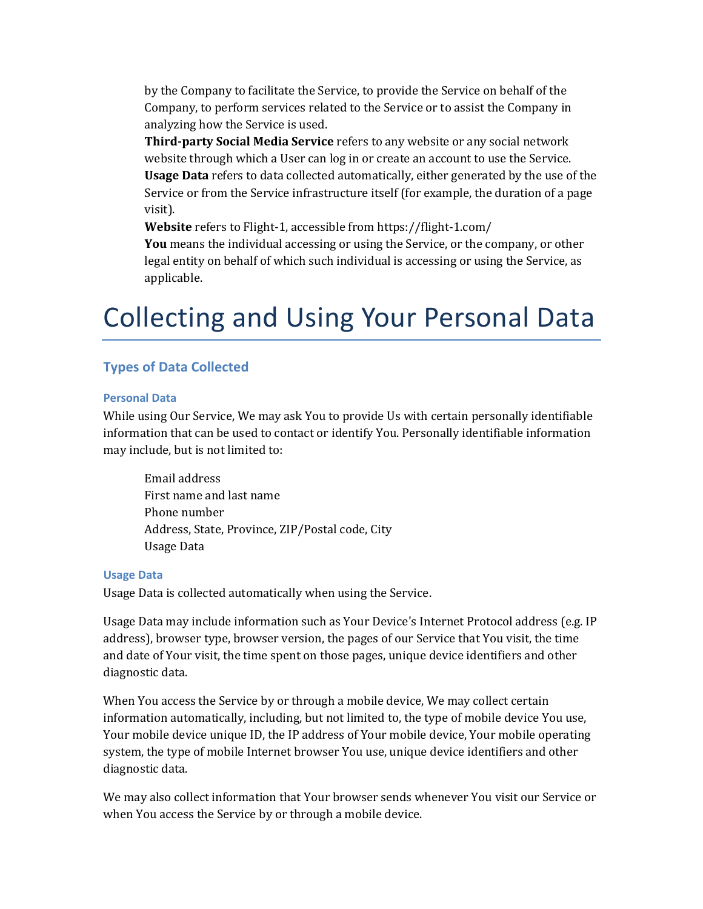by the Company to facilitate the Service, to provide the Service on behalf of the Company, to perform services related to the Service or to assist the Company in analyzing how the Service is used.

**Third-party Social Media Service** refers to any website or any social network website through which a User can log in or create an account to use the Service.

**Usage Data** refers to data collected automatically, either generated by the use of the Service or from the Service infrastructure itself (for example, the duration of a page visit).

**Website** refers to Flight-1, accessible from https://flight-1.com/

**You** means the individual accessing or using the Service, or the company, or other legal entity on behalf of which such individual is accessing or using the Service, as applicable.

# Collecting and Using Your Personal Data

## Types of Data Collected

### Personal Data

While using Our Service, We may ask You to provide Us with certain personally identifiable information that can be used to contact or identify You. Personally identifiable information may include, but is not limited to:

- Email address
- First name and last name
- Phone number
- Address, State, Province, ZIP/Postal code, City
- Usage Data

### Usage Data

Usage Data is collected automatically when using the Service.

Usage Data may include information such as Your Device's Internet Protocol address (e.g. IP address), browser type, browser version, the pages of our Service that You visit, the time and date of Your visit, the time spent on those pages, unique device identifiers and other diagnostic data.

When You access the Service by or through a mobile device, We may collect certain information automatically, including, but not limited to, the type of mobile device You use, Your mobile device unique ID, the IP address of Your mobile device, Your mobile operating system, the type of mobile Internet browser You use, unique device identifiers and other diagnostic data.

We may also collect information that Your browser sends whenever You visit our Service or when You access the Service by or through a mobile device.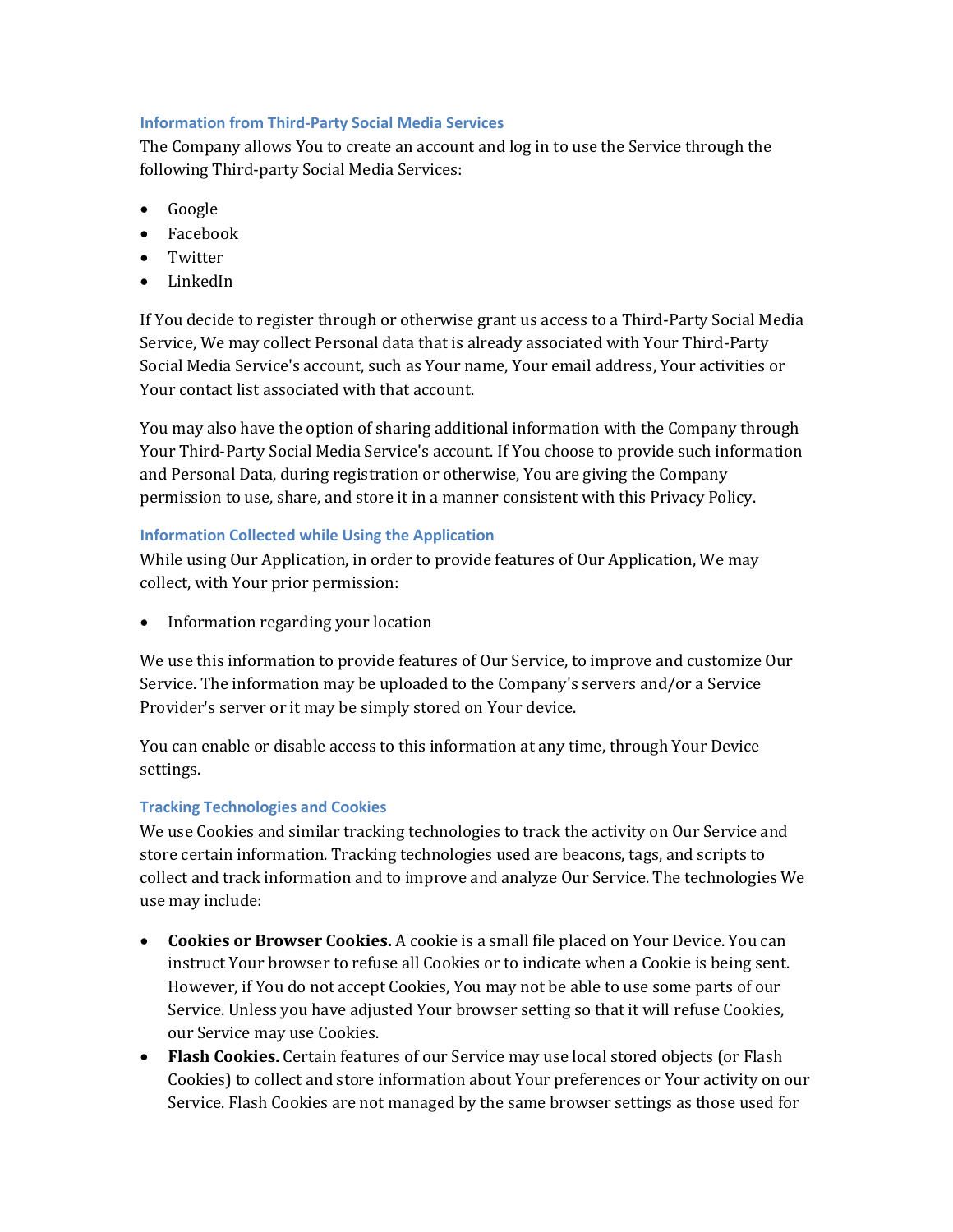### Information from Third-Party Social Media Services

The Company allows You to create an account and log in to use the Service through the following Third-party Social Media Services:

- Google
- Facebook
- Twitter
- LinkedIn

If You decide to register through or otherwise grant us access to a Third-Party Social Media Service, We may collect Personal data that is already associated with Your Third-Party Social Media Service's account, such as Your name, Your email address, Your activities or Your contact list associated with that account.

You may also have the option of sharing additional information with the Company through Your Third-Party Social Media Service's account. If You choose to provide such information and Personal Data, during registration or otherwise, You are giving the Company permission to use, share, and store it in a manner consistent with this Privacy Policy.

### Information Collected while Using the Application

While using Our Application, in order to provide features of Our Application, We may collect, with Your prior permission:

- Information regarding your location

We use this information to provide features of Our Service, to improve and customize Our Service. The information may be uploaded to the Company's servers and/or a Service Provider's server or it may be simply stored on Your device.

You can enable or disable access to this information at any time, through Your Device settings.

### Tracking Technologies and Cookies

We use Cookies and similar tracking technologies to track the activity on Our Service and store certain information. Tracking technologies used are beacons, tags, and scripts to collect and track information and to improve and analyze Our Service. The technologies We use may include:

- **Cookies or Browser Cookies.** A cookie is a small file placed on Your Device. You can instruct Your browser to refuse all Cookies or to indicate when a Cookie is being sent. However, if You do not accept Cookies, You may not be able to use some parts of our Service. Unless you have adjusted Your browser setting so that it will refuse Cookies, our Service may use Cookies.
- **Flash Cookies.** Certain features of our Service may use local stored objects (or Flash Cookies) to collect and store information about Your preferences or Your activity on our Service. Flash Cookies are not managed by the same browser settings as those used for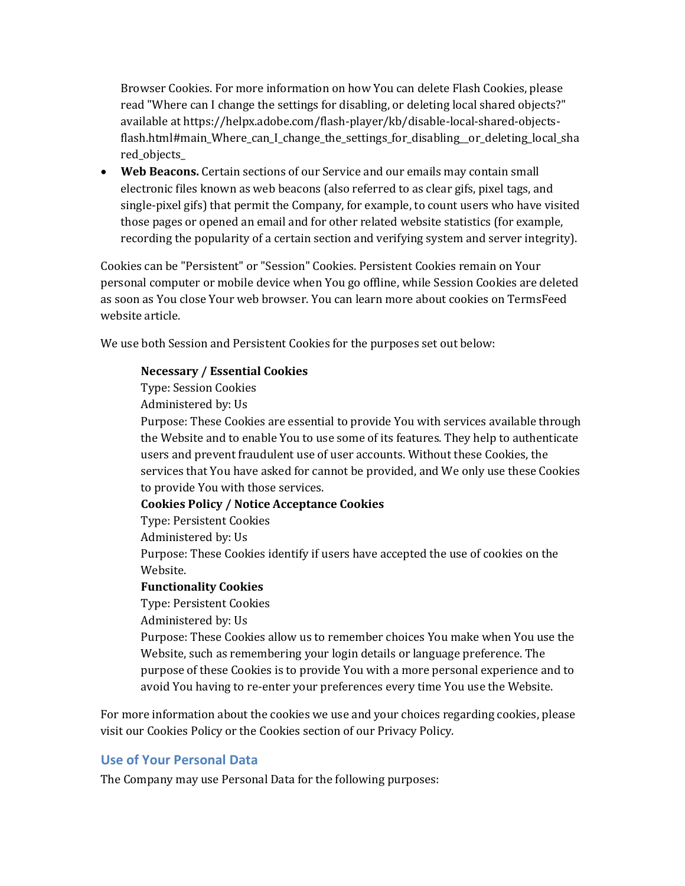Browser Cookies. For more information on how You can delete Flash Cookies, please read "Where can I change the settings for disabling, or deleting local shared objects?" available at https://helpx.adobe.com/flash-player/kb/disable-local-shared-objects-flash.html#main_Where_can_I_change_the_settings_for_disabling__or_deleting_local_shared_objects_

- **Web Beacons.** Certain sections of our Service and our emails may contain small electronic files known as web beacons (also referred to as clear gifs, pixel tags, and single-pixel gifs) that permit the Company, for example, to count users who have visited those pages or opened an email and for other related website statistics (for example, recording the popularity of a certain section and verifying system and server integrity).

Cookies can be "Persistent" or "Session" Cookies. Persistent Cookies remain on Your personal computer or mobile device when You go offline, while Session Cookies are deleted as soon as You close Your web browser. You can learn more about cookies on TermsFeed website article.

We use both Session and Persistent Cookies for the purposes set out below:

**Necessary / Essential Cookies**
Type: Session Cookies
Administered by: Us
Purpose: These Cookies are essential to provide You with services available through the Website and to enable You to use some of its features. They help to authenticate users and prevent fraudulent use of user accounts. Without these Cookies, the services that You have asked for cannot be provided, and We only use these Cookies to provide You with those services.

**Cookies Policy / Notice Acceptance Cookies**
Type: Persistent Cookies
Administered by: Us
Purpose: These Cookies identify if users have accepted the use of cookies on the Website.

**Functionality Cookies**
Type: Persistent Cookies
Administered by: Us
Purpose: These Cookies allow us to remember choices You make when You use the Website, such as remembering your login details or language preference. The purpose of these Cookies is to provide You with a more personal experience and to avoid You having to re-enter your preferences every time You use the Website.

For more information about the cookies we use and your choices regarding cookies, please visit our Cookies Policy or the Cookies section of our Privacy Policy.

## Use of Your Personal Data

The Company may use Personal Data for the following purposes: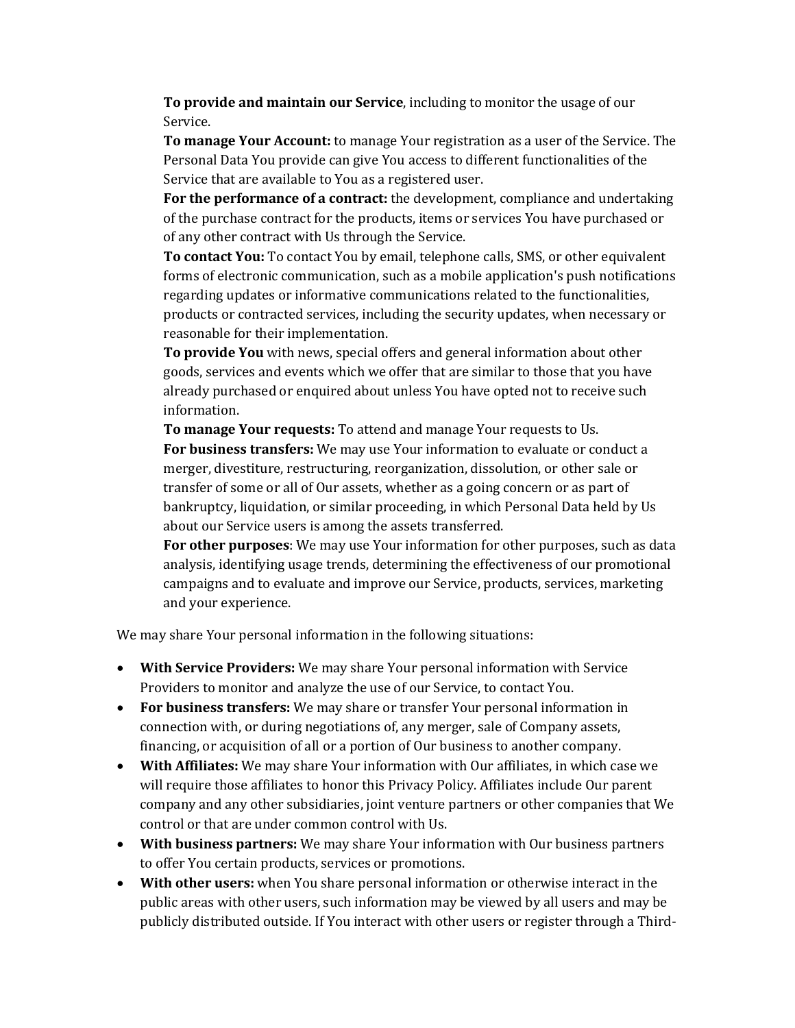**To provide and maintain our Service**, including to monitor the usage of our Service.

**To manage Your Account:** to manage Your registration as a user of the Service. The Personal Data You provide can give You access to different functionalities of the Service that are available to You as a registered user.

**For the performance of a contract:** the development, compliance and undertaking of the purchase contract for the products, items or services You have purchased or of any other contract with Us through the Service.

**To contact You:** To contact You by email, telephone calls, SMS, or other equivalent forms of electronic communication, such as a mobile application's push notifications regarding updates or informative communications related to the functionalities, products or contracted services, including the security updates, when necessary or reasonable for their implementation.

**To provide You** with news, special offers and general information about other goods, services and events which we offer that are similar to those that you have already purchased or enquired about unless You have opted not to receive such information.

**To manage Your requests:** To attend and manage Your requests to Us.

**For business transfers:** We may use Your information to evaluate or conduct a merger, divestiture, restructuring, reorganization, dissolution, or other sale or transfer of some or all of Our assets, whether as a going concern or as part of bankruptcy, liquidation, or similar proceeding, in which Personal Data held by Us about our Service users is among the assets transferred.

**For other purposes**: We may use Your information for other purposes, such as data analysis, identifying usage trends, determining the effectiveness of our promotional campaigns and to evaluate and improve our Service, products, services, marketing and your experience.

We may share Your personal information in the following situations:

- **With Service Providers:** We may share Your personal information with Service Providers to monitor and analyze the use of our Service, to contact You.
- **For business transfers:** We may share or transfer Your personal information in connection with, or during negotiations of, any merger, sale of Company assets, financing, or acquisition of all or a portion of Our business to another company.
- **With Affiliates:** We may share Your information with Our affiliates, in which case we will require those affiliates to honor this Privacy Policy. Affiliates include Our parent company and any other subsidiaries, joint venture partners or other companies that We control or that are under common control with Us.
- **With business partners:** We may share Your information with Our business partners to offer You certain products, services or promotions.
- **With other users:** when You share personal information or otherwise interact in the public areas with other users, such information may be viewed by all users and may be publicly distributed outside. If You interact with other users or register through a Third-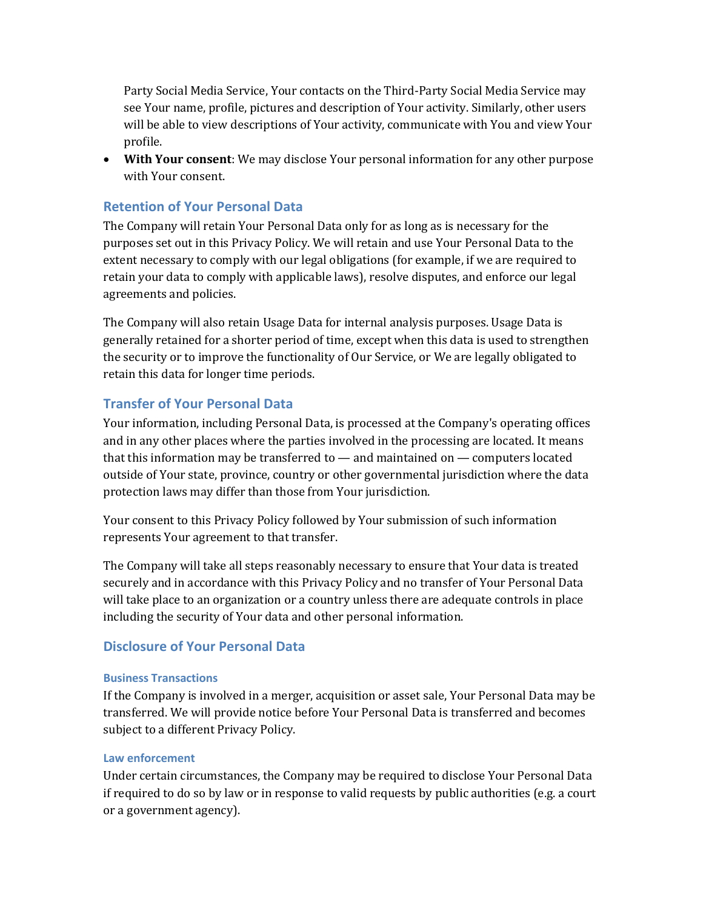Party Social Media Service, Your contacts on the Third-Party Social Media Service may see Your name, profile, pictures and description of Your activity. Similarly, other users will be able to view descriptions of Your activity, communicate with You and view Your profile.

- **With Your consent**: We may disclose Your personal information for any other purpose with Your consent.

## Retention of Your Personal Data

The Company will retain Your Personal Data only for as long as is necessary for the purposes set out in this Privacy Policy. We will retain and use Your Personal Data to the extent necessary to comply with our legal obligations (for example, if we are required to retain your data to comply with applicable laws), resolve disputes, and enforce our legal agreements and policies.

The Company will also retain Usage Data for internal analysis purposes. Usage Data is generally retained for a shorter period of time, except when this data is used to strengthen the security or to improve the functionality of Our Service, or We are legally obligated to retain this data for longer time periods.

## Transfer of Your Personal Data

Your information, including Personal Data, is processed at the Company's operating offices and in any other places where the parties involved in the processing are located. It means that this information may be transferred to — and maintained on — computers located outside of Your state, province, country or other governmental jurisdiction where the data protection laws may differ than those from Your jurisdiction.

Your consent to this Privacy Policy followed by Your submission of such information represents Your agreement to that transfer.

The Company will take all steps reasonably necessary to ensure that Your data is treated securely and in accordance with this Privacy Policy and no transfer of Your Personal Data will take place to an organization or a country unless there are adequate controls in place including the security of Your data and other personal information.

## Disclosure of Your Personal Data

### Business Transactions

If the Company is involved in a merger, acquisition or asset sale, Your Personal Data may be transferred. We will provide notice before Your Personal Data is transferred and becomes subject to a different Privacy Policy.

### Law enforcement

Under certain circumstances, the Company may be required to disclose Your Personal Data if required to do so by law or in response to valid requests by public authorities (e.g. a court or a government agency).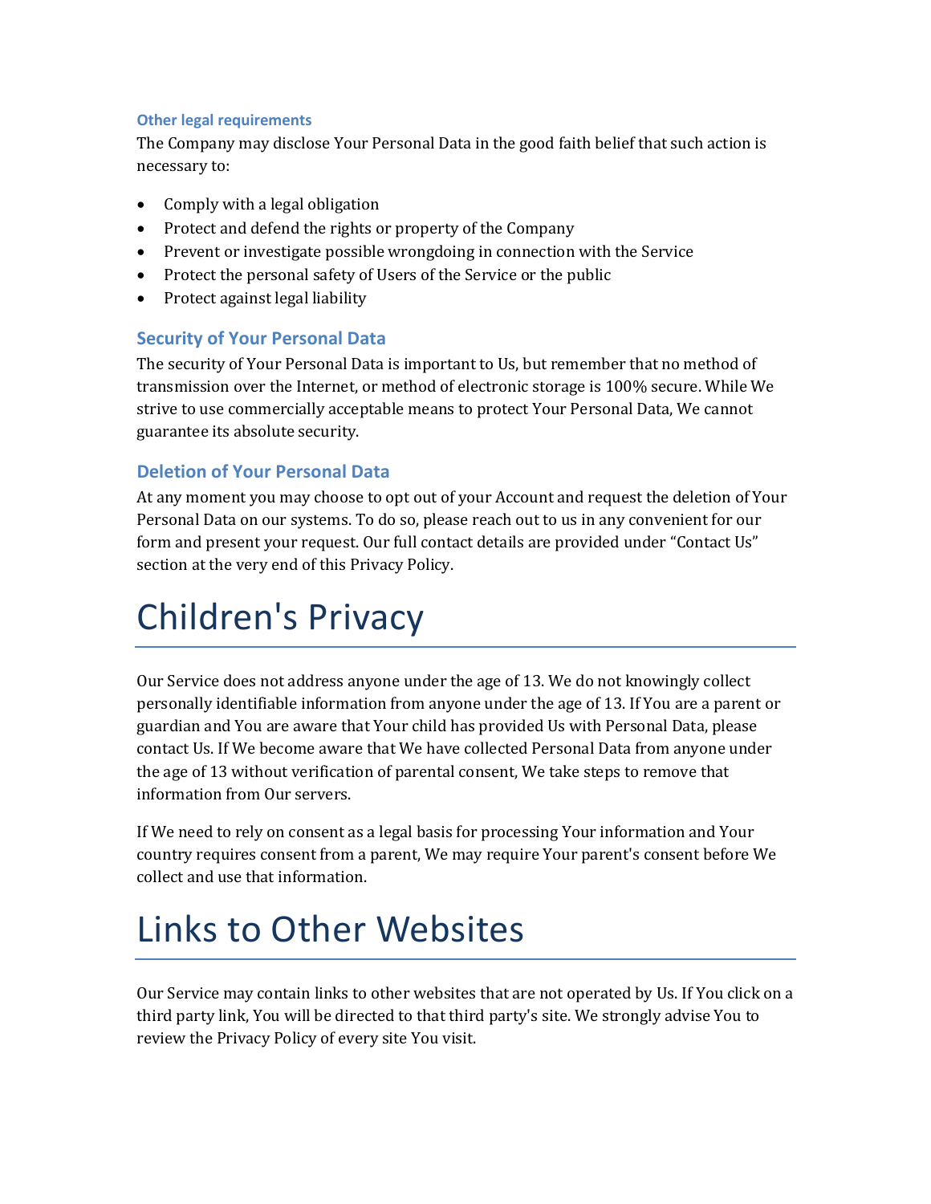#### Other legal requirements

The Company may disclose Your Personal Data in the good faith belief that such action is necessary to:

- Comply with a legal obligation
- Protect and defend the rights or property of the Company
- Prevent or investigate possible wrongdoing in connection with the Service
- Protect the personal safety of Users of the Service or the public
- Protect against legal liability

### Security of Your Personal Data

The security of Your Personal Data is important to Us, but remember that no method of transmission over the Internet, or method of electronic storage is 100% secure. While We strive to use commercially acceptable means to protect Your Personal Data, We cannot guarantee its absolute security.

### Deletion of Your Personal Data

At any moment you may choose to opt out of your Account and request the deletion of Your Personal Data on our systems. To do so, please reach out to us in any convenient for our form and present your request. Our full contact details are provided under "Contact Us" section at the very end of this Privacy Policy.

# Children's Privacy

Our Service does not address anyone under the age of 13. We do not knowingly collect personally identifiable information from anyone under the age of 13. If You are a parent or guardian and You are aware that Your child has provided Us with Personal Data, please contact Us. If We become aware that We have collected Personal Data from anyone under the age of 13 without verification of parental consent, We take steps to remove that information from Our servers.

If We need to rely on consent as a legal basis for processing Your information and Your country requires consent from a parent, We may require Your parent's consent before We collect and use that information.

# Links to Other Websites

Our Service may contain links to other websites that are not operated by Us. If You click on a third party link, You will be directed to that third party's site. We strongly advise You to review the Privacy Policy of every site You visit.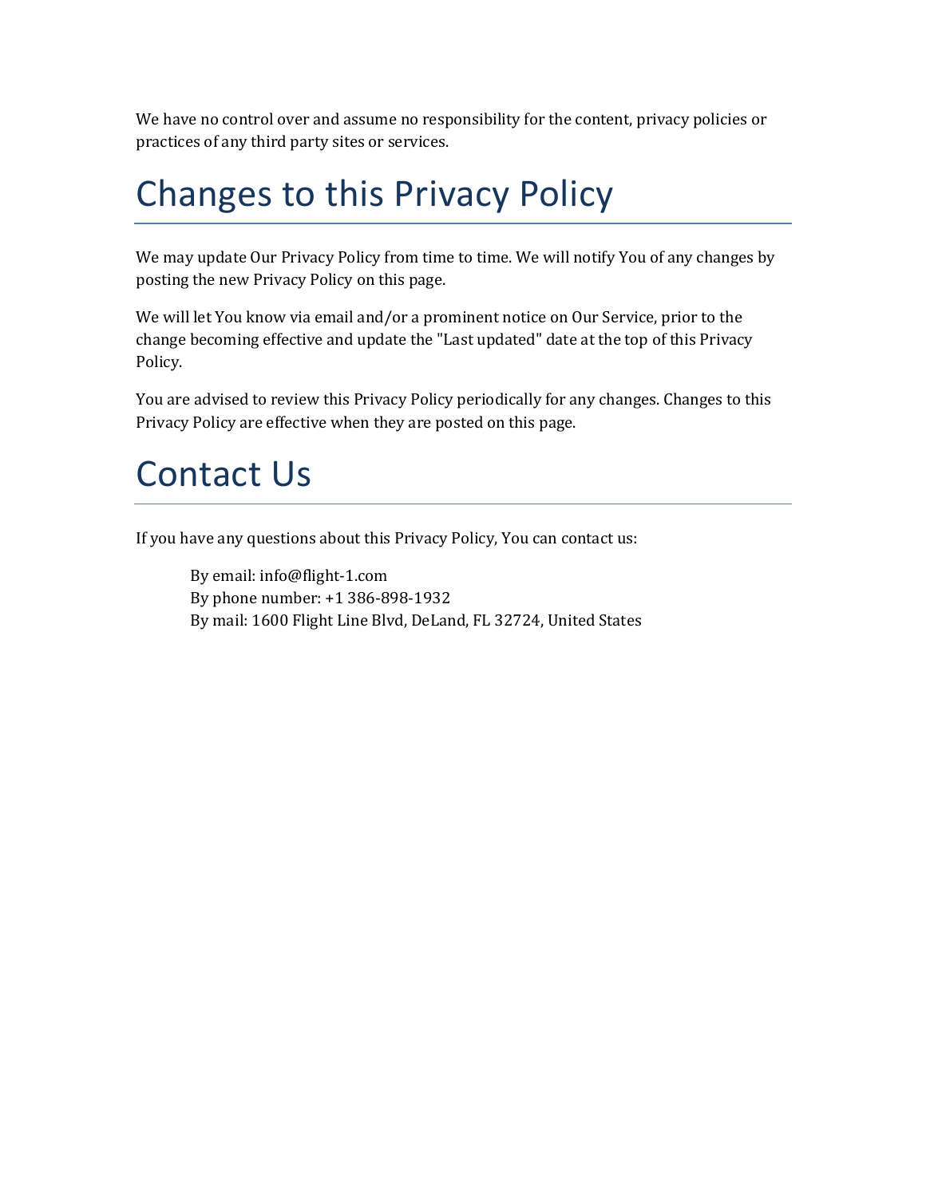We have no control over and assume no responsibility for the content, privacy policies or practices of any third party sites or services.

# Changes to this Privacy Policy

We may update Our Privacy Policy from time to time. We will notify You of any changes by posting the new Privacy Policy on this page.

We will let You know via email and/or a prominent notice on Our Service, prior to the change becoming effective and update the "Last updated" date at the top of this Privacy Policy.

You are advised to review this Privacy Policy periodically for any changes. Changes to this Privacy Policy are effective when they are posted on this page.

# Contact Us

If you have any questions about this Privacy Policy, You can contact us:

By email: info@flight-1.com
By phone number: +1 386-898-1932
By mail: 1600 Flight Line Blvd, DeLand, FL 32724, United States